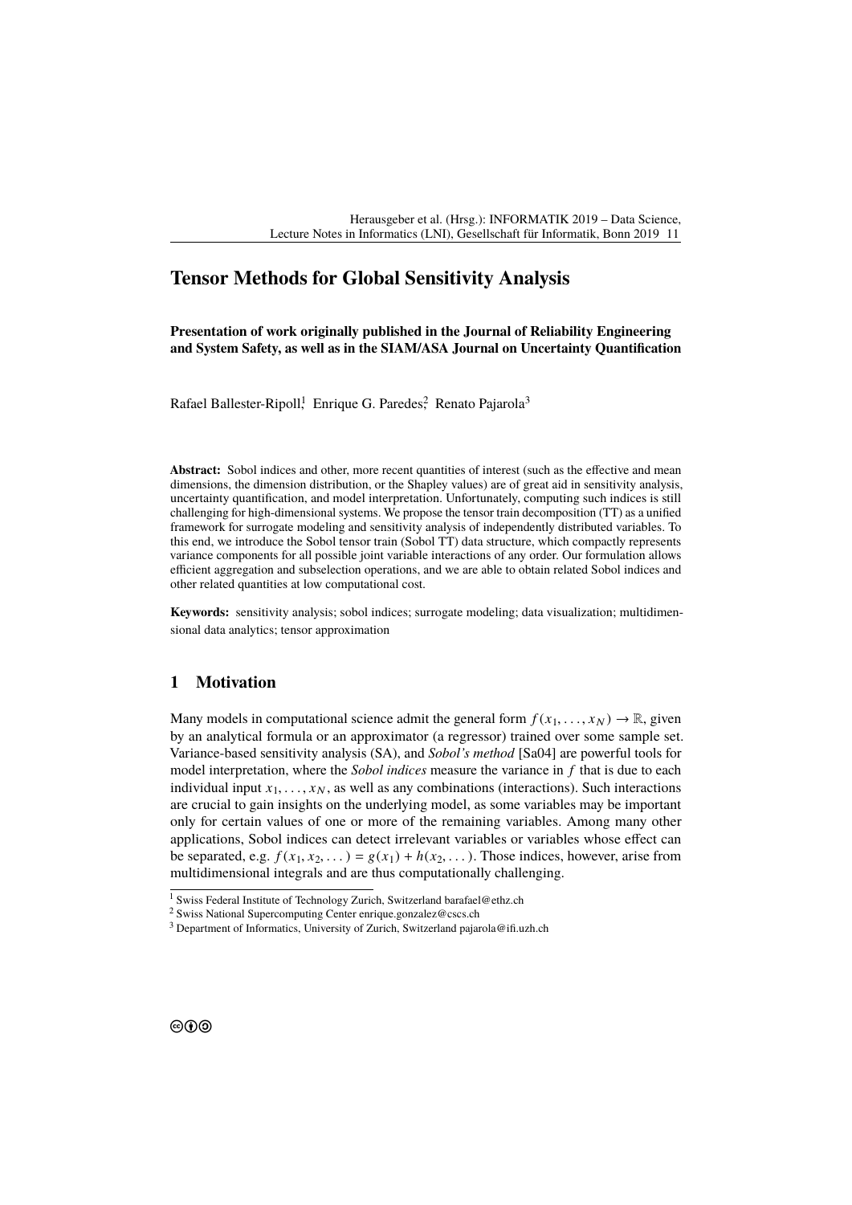# Tensor Methods for Global Sensitivity Analysis

**Presentation of work originally published in the Journal of Reliability Engineering and System Safety, as well as in the SIAM/ASA Journal on Uncertainty Quantification**

Rafael Ballester-Ripoll[1], Enrique G. Paredes[2], Renato Pajarola[3]

**Abstract:** Sobol indices and other, more recent quantities of interest (such as the effective and mean dimensions, the dimension distribution, or the Shapley values) are of great aid in sensitivity analysis, uncertainty quantification, and model interpretation. Unfortunately, computing such indices is still challenging for high-dimensional systems. We propose the tensor train decomposition (TT) as a unified framework for surrogate modeling and sensitivity analysis of independently distributed variables. To this end, we introduce the Sobol tensor train (Sobol TT) data structure, which compactly represents variance components for all possible joint variable interactions of any order. Our formulation allows efficient aggregation and subselection operations, and we are able to obtain related Sobol indices and other related quantities at low computational cost.

**Keywords:** sensitivity analysis; sobol indices; surrogate modeling; data visualization; multidimensional data analytics; tensor approximation

## 1 Motivation

Many models in computational science admit the general form $f(x_1, \ldots, x_N) \to \mathbb{R}$, given by an analytical formula or an approximator (a regressor) trained over some sample set. Variance-based sensitivity analysis (SA), and *Sobol's method* [Sa04] are powerful tools for model interpretation, where the *Sobol indices* measure the variance in $f$ that is due to each individual input $x_1, \ldots, x_N$, as well as any combinations (interactions). Such interactions are crucial to gain insights on the underlying model, as some variables may be important only for certain values of one or more of the remaining variables. Among many other applications, Sobol indices can detect irrelevant variables or variables whose effect can be separated, e.g. $f(x_1, x_2, \ldots) = g(x_1) + h(x_2, \ldots)$. Those indices, however, arise from multidimensional integrals and are thus computationally challenging.

[1] Swiss Federal Institute of Technology Zurich, Switzerland barafael@ethz.ch

[2] Swiss National Supercomputing Center enrique.gonzalez@cscs.ch

[3] Department of Informatics, University of Zurich, Switzerland pajarola@ifi.uzh.ch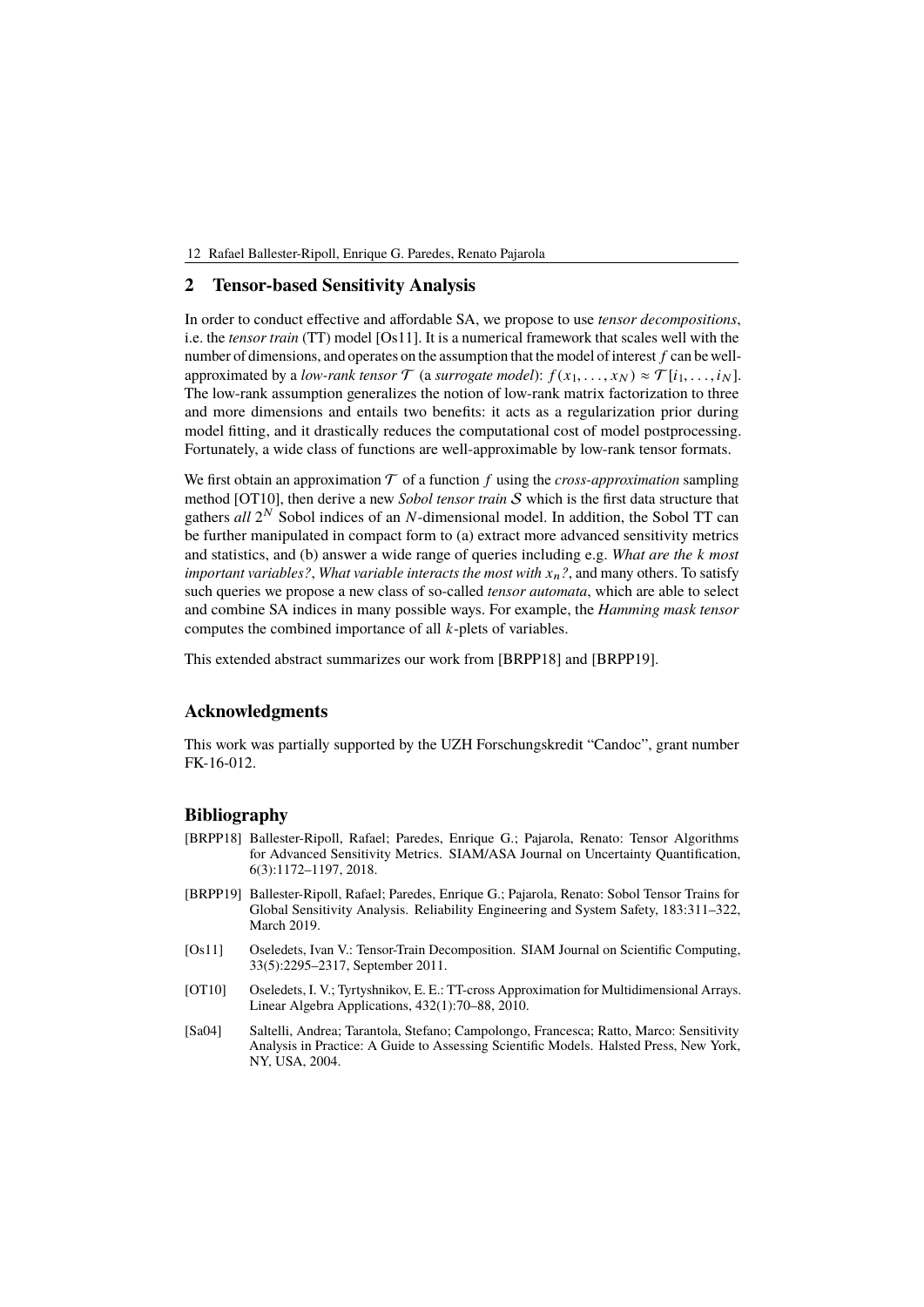## 2 Tensor-based Sensitivity Analysis

In order to conduct effective and affordable SA, we propose to use *tensor decompositions*, i.e. the *tensor train* (TT) model [Os11]. It is a numerical framework that scales well with the number of dimensions, and operates on the assumption that the model of interest $f$ can be well-approximated by a *low-rank tensor* $\mathcal{T}$ (a *surrogate model*): $f(x_1, \ldots, x_N) \approx \mathcal{T}[i_1, \ldots, i_N]$. The low-rank assumption generalizes the notion of low-rank matrix factorization to three and more dimensions and entails two benefits: it acts as a regularization prior during model fitting, and it drastically reduces the computational cost of model postprocessing. Fortunately, a wide class of functions are well-approximable by low-rank tensor formats.

We first obtain an approximation $\mathcal{T}$ of a function $f$ using the *cross-approximation* sampling method [OT10], then derive a new *Sobol tensor train* $\mathcal{S}$ which is the first data structure that gathers *all* $2^N$ Sobol indices of an $N$-dimensional model. In addition, the Sobol TT can be further manipulated in compact form to (a) extract more advanced sensitivity metrics and statistics, and (b) answer a wide range of queries including e.g. *What are the $k$ most important variables?*, *What variable interacts the most with $x_n$?*, and many others. To satisfy such queries we propose a new class of so-called *tensor automata*, which are able to select and combine SA indices in many possible ways. For example, the *Hamming mask tensor* computes the combined importance of all $k$-plets of variables.

This extended abstract summarizes our work from [BRPP18] and [BRPP19].

### Acknowledgments

This work was partially supported by the UZH Forschungskredit "Candoc", grant number FK-16-012.

### Bibliography

[BRPP18] Ballester-Ripoll, Rafael; Paredes, Enrique G.; Pajarola, Renato: Tensor Algorithms for Advanced Sensitivity Metrics. SIAM/ASA Journal on Uncertainty Quantification, 6(3):1172–1197, 2018.

[BRPP19] Ballester-Ripoll, Rafael; Paredes, Enrique G.; Pajarola, Renato: Sobol Tensor Trains for Global Sensitivity Analysis. Reliability Engineering and System Safety, 183:311–322, March 2019.

[Os11] Oseledets, Ivan V.: Tensor-Train Decomposition. SIAM Journal on Scientific Computing, 33(5):2295–2317, September 2011.

[OT10] Oseledets, I. V.; Tyrtyshnikov, E. E.: TT-cross Approximation for Multidimensional Arrays. Linear Algebra Applications, 432(1):70–88, 2010.

[Sa04] Saltelli, Andrea; Tarantola, Stefano; Campolongo, Francesca; Ratto, Marco: Sensitivity Analysis in Practice: A Guide to Assessing Scientific Models. Halsted Press, New York, NY, USA, 2004.